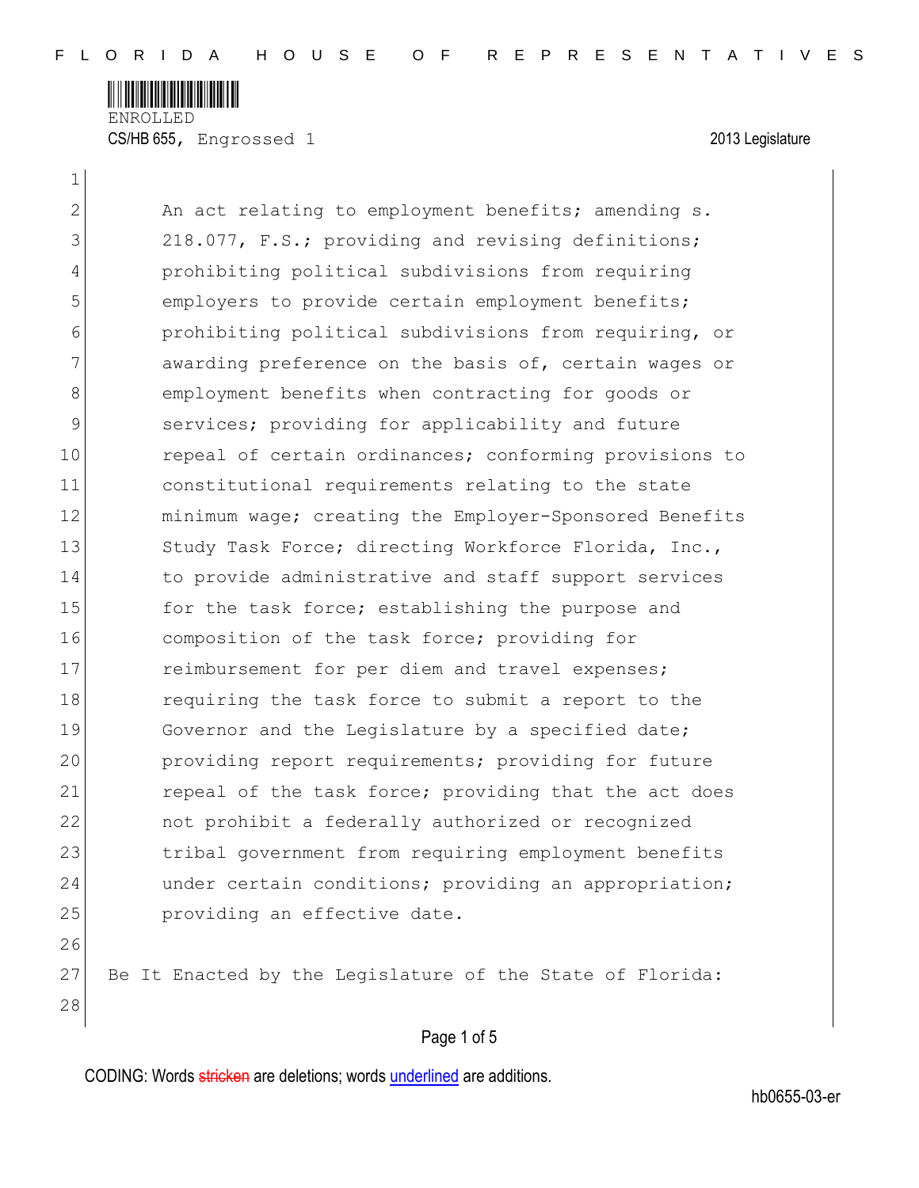FLORIDA HOUSE OF REPRESENTATIVES

ENROLLED

CS/HB 655, Engrossed 1 2013 Legislature

An act relating to employment benefits; amending s. 218.077, F.S.; providing and revising definitions; prohibiting political subdivisions from requiring employers to provide certain employment benefits; prohibiting political subdivisions from requiring, or awarding preference on the basis of, certain wages or employment benefits when contracting for goods or services; providing for applicability and future repeal of certain ordinances; conforming provisions to constitutional requirements relating to the state minimum wage; creating the Employer-Sponsored Benefits Study Task Force; directing Workforce Florida, Inc., to provide administrative and staff support services for the task force; establishing the purpose and composition of the task force; providing for reimbursement for per diem and travel expenses; requiring the task force to submit a report to the Governor and the Legislature by a specified date; providing report requirements; providing for future repeal of the task force; providing that the act does not prohibit a federally authorized or recognized tribal government from requiring employment benefits under certain conditions; providing an appropriation; providing an effective date.

Be It Enacted by the Legislature of the State of Florida:

CODING: Words stricken are deletions; words underlined are additions.

hb0655-03-er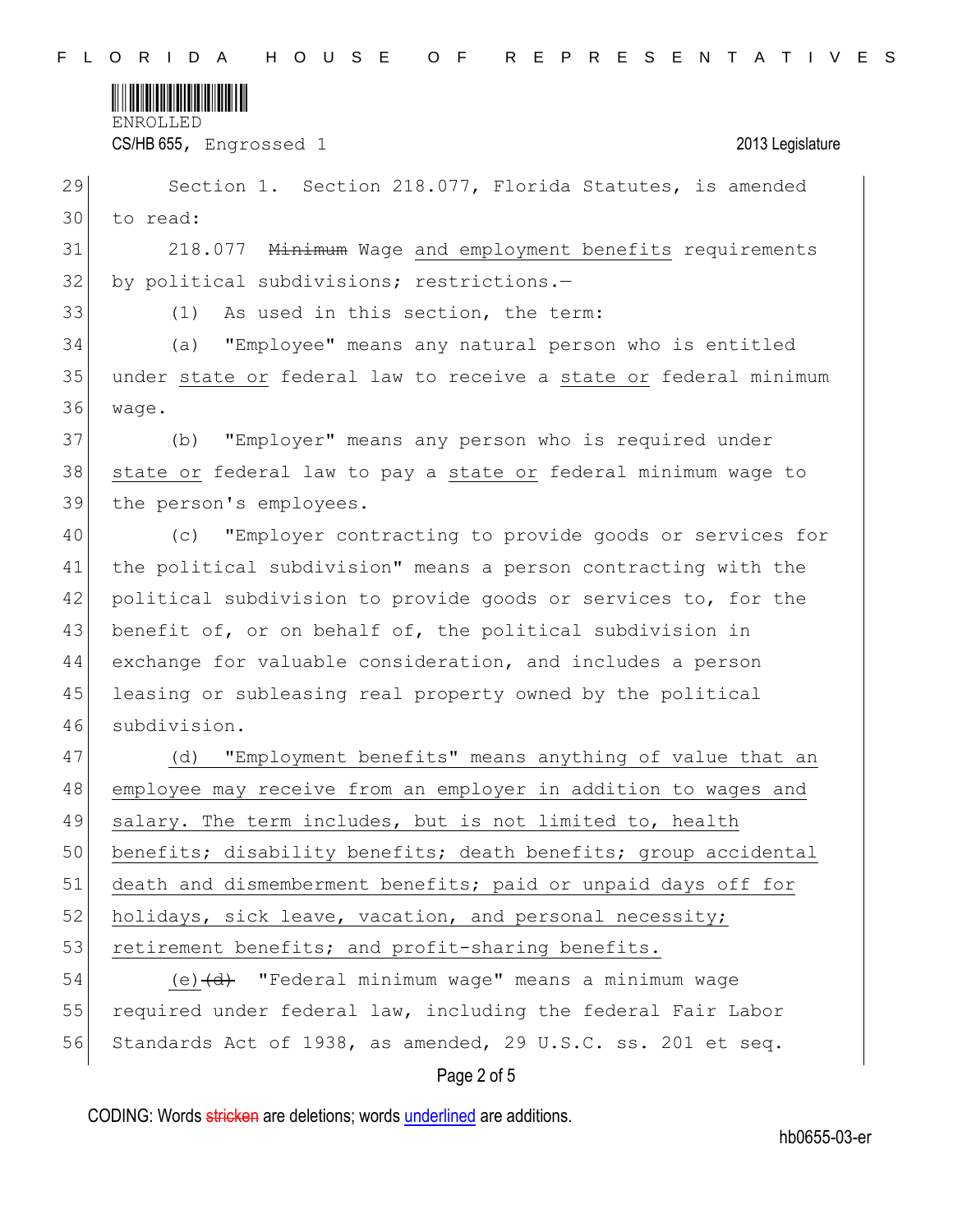ENROLLED

CS/HB 655, Engrossed 1 2013 Legislature

Section 1. Section 218.077, Florida Statutes, is amended to read:

218.077 ~~Minimum~~ Wage <u>and employment benefits</u> requirements by political subdivisions; restrictions.—

(1) As used in this section, the term:

(a) "Employee" means any natural person who is entitled under <u>state or</u> federal law to receive a <u>state or</u> federal minimum wage.

(b) "Employer" means any person who is required under <u>state or</u> federal law to pay a <u>state or</u> federal minimum wage to the person's employees.

(c) "Employer contracting to provide goods or services for the political subdivision" means a person contracting with the political subdivision to provide goods or services to, for the benefit of, or on behalf of, the political subdivision in exchange for valuable consideration, and includes a person leasing or subleasing real property owned by the political subdivision.

<u>(d) "Employment benefits" means anything of value that an employee may receive from an employer in addition to wages and salary. The term includes, but is not limited to, health benefits; disability benefits; death benefits; group accidental death and dismemberment benefits; paid or unpaid days off for holidays, sick leave, vacation, and personal necessity; retirement benefits; and profit-sharing benefits.</u>

<u>(e)</u>~~(d)~~ "Federal minimum wage" means a minimum wage required under federal law, including the federal Fair Labor Standards Act of 1938, as amended, 29 U.S.C. ss. 201 et seq.

CODING: Words ~~stricken~~ are deletions; words <u>underlined</u> are additions.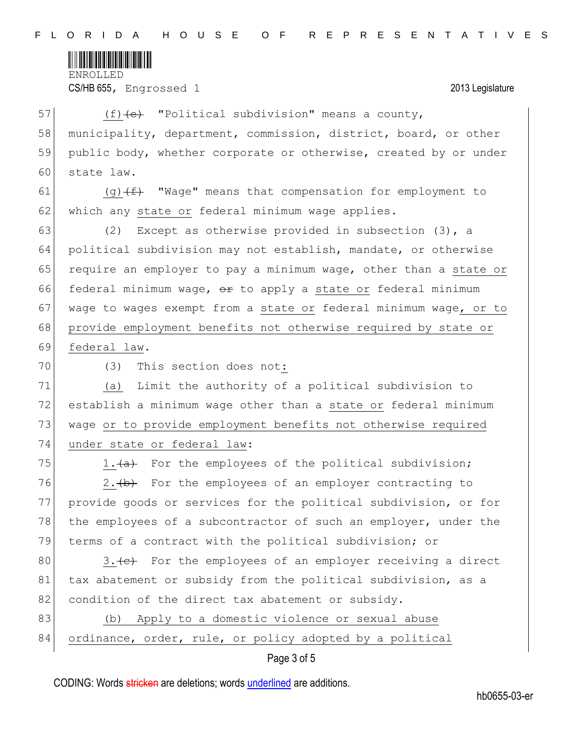57 (f) ~~(e)~~ "Political subdivision" means a county,
58 municipality, department, commission, district, board, or other
59 public body, whether corporate or otherwise, created by or under
60 state law.

61 (g) ~~(f)~~ "Wage" means that compensation for employment to
62 which any state or federal minimum wage applies.

63 (2) Except as otherwise provided in subsection (3), a
64 political subdivision may not establish, mandate, or otherwise
65 require an employer to pay a minimum wage, other than a state or
66 federal minimum wage, ~~or~~ to apply a state or federal minimum
67 wage to wages exempt from a state or federal minimum wage, or to
68 provide employment benefits not otherwise required by state or
69 federal law.

70 (3) This section does not:

71 (a) Limit the authority of a political subdivision to
72 establish a minimum wage other than a state or federal minimum
73 wage or to provide employment benefits not otherwise required
74 under state or federal law:

75 1. ~~(a)~~ For the employees of the political subdivision;

76 2. ~~(b)~~ For the employees of an employer contracting to
77 provide goods or services for the political subdivision, or for
78 the employees of a subcontractor of such an employer, under the
79 terms of a contract with the political subdivision; or

80 3. ~~(c)~~ For the employees of an employer receiving a direct
81 tax abatement or subsidy from the political subdivision, as a
82 condition of the direct tax abatement or subsidy.

83 (b) Apply to a domestic violence or sexual abuse
84 ordinance, order, rule, or policy adopted by a political

CODING: Words ~~stricken~~ are deletions; words underlined are additions.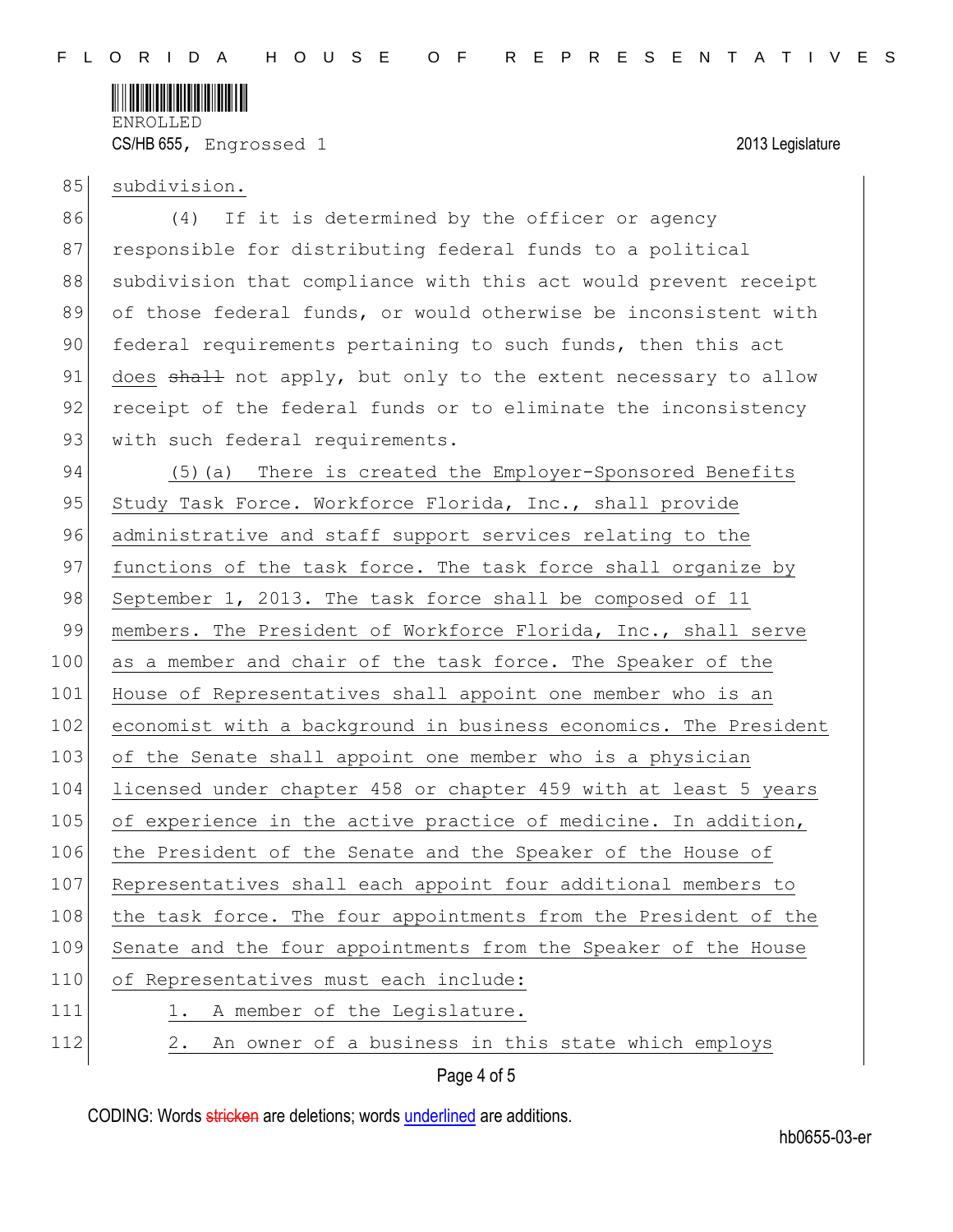subdivision.

(4) If it is determined by the officer or agency responsible for distributing federal funds to a political subdivision that compliance with this act would prevent receipt of those federal funds, or would otherwise be inconsistent with federal requirements pertaining to such funds, then this act does ~~shall~~ not apply, but only to the extent necessary to allow receipt of the federal funds or to eliminate the inconsistency with such federal requirements.

(5)(a) There is created the Employer-Sponsored Benefits Study Task Force. Workforce Florida, Inc., shall provide administrative and staff support services relating to the functions of the task force. The task force shall organize by September 1, 2013. The task force shall be composed of 11 members. The President of Workforce Florida, Inc., shall serve as a member and chair of the task force. The Speaker of the House of Representatives shall appoint one member who is an economist with a background in business economics. The President of the Senate shall appoint one member who is a physician licensed under chapter 458 or chapter 459 with at least 5 years of experience in the active practice of medicine. In addition, the President of the Senate and the Speaker of the House of Representatives shall each appoint four additional members to the task force. The four appointments from the President of the Senate and the four appointments from the Speaker of the House of Representatives must each include:

1. A member of the Legislature.
2. An owner of a business in this state which employs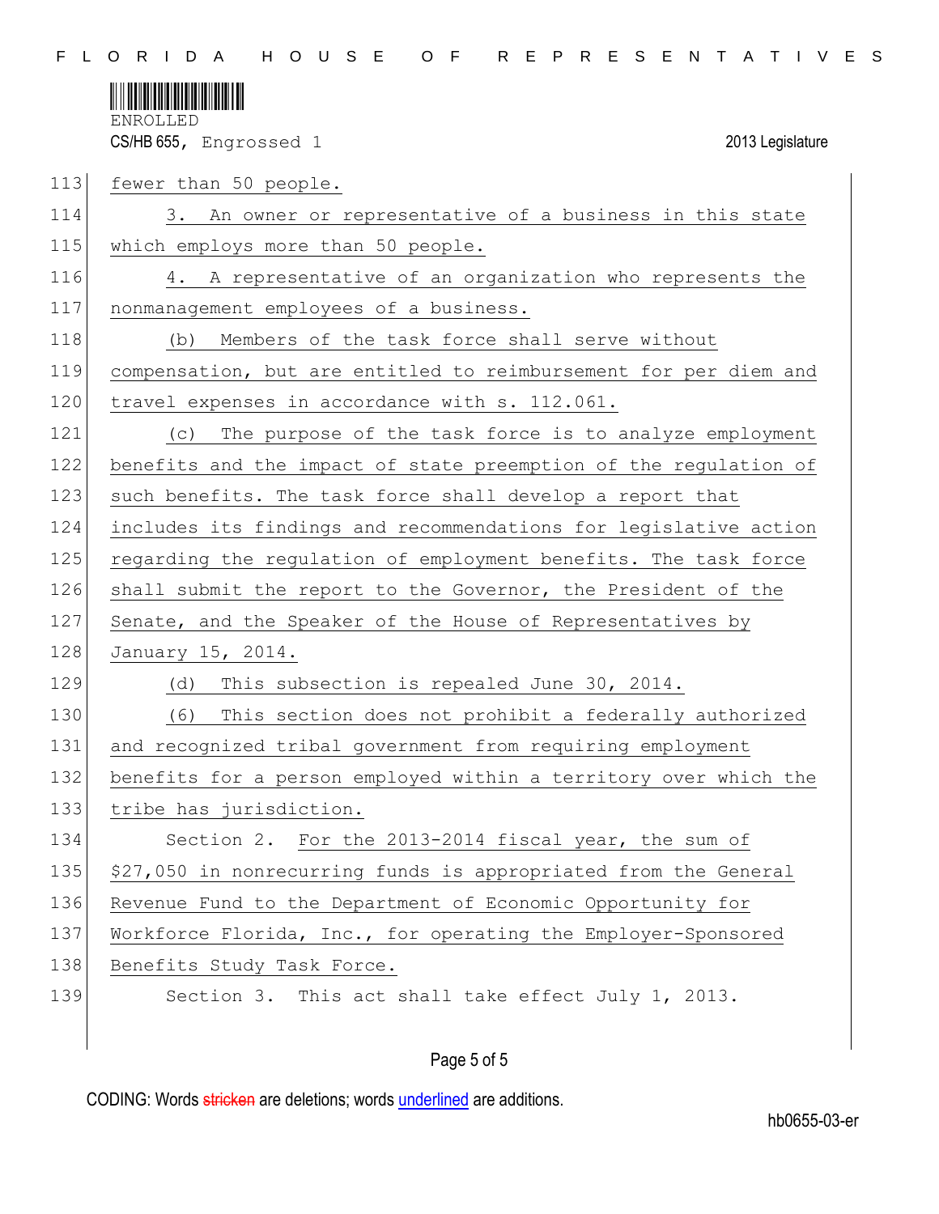fewer than 50 people.

3. An owner or representative of a business in this state which employs more than 50 people.

4. A representative of an organization who represents the nonmanagement employees of a business.

(b) Members of the task force shall serve without compensation, but are entitled to reimbursement for per diem and travel expenses in accordance with s. 112.061.

(c) The purpose of the task force is to analyze employment benefits and the impact of state preemption of the regulation of such benefits. The task force shall develop a report that includes its findings and recommendations for legislative action regarding the regulation of employment benefits. The task force shall submit the report to the Governor, the President of the Senate, and the Speaker of the House of Representatives by January 15, 2014.

(d) This subsection is repealed June 30, 2014.

(6) This section does not prohibit a federally authorized and recognized tribal government from requiring employment benefits for a person employed within a territory over which the tribe has jurisdiction.

Section 2. For the 2013-2014 fiscal year, the sum of $27,050 in nonrecurring funds is appropriated from the General Revenue Fund to the Department of Economic Opportunity for Workforce Florida, Inc., for operating the Employer-Sponsored Benefits Study Task Force.

Section 3. This act shall take effect July 1, 2013.